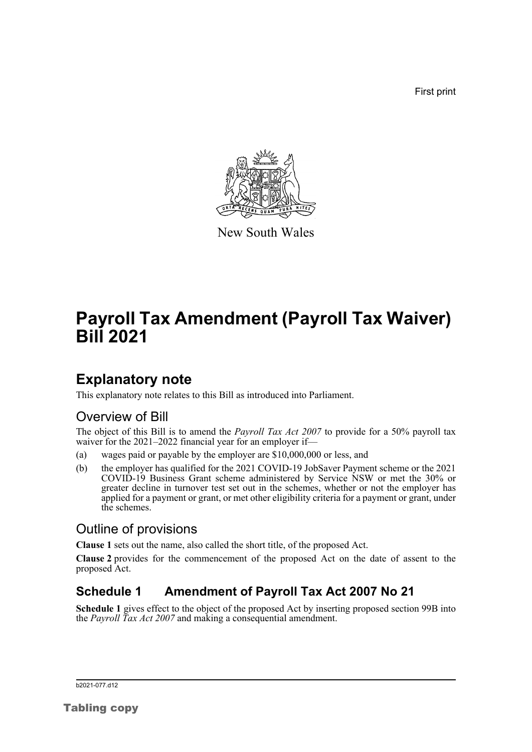First print

New South Wales

# Payroll Tax Amendment (Payroll Tax Waiver) Bill 2021

## Explanatory note

This explanatory note relates to this Bill as introduced into Parliament.

### Overview of Bill

The object of this Bill is to amend the *Payroll Tax Act 2007* to provide for a 50% payroll tax waiver for the 2021–2022 financial year for an employer if—

(a) wages paid or payable by the employer are $10,000,000 or less, and

(b) the employer has qualified for the 2021 COVID-19 JobSaver Payment scheme or the 2021 COVID-19 Business Grant scheme administered by Service NSW or met the 30% or greater decline in turnover test set out in the schemes, whether or not the employer has applied for a payment or grant, or met other eligibility criteria for a payment or grant, under the schemes.

### Outline of provisions

**Clause 1** sets out the name, also called the short title, of the proposed Act.

**Clause 2** provides for the commencement of the proposed Act on the date of assent to the proposed Act.

## Schedule 1 Amendment of Payroll Tax Act 2007 No 21

**Schedule 1** gives effect to the object of the proposed Act by inserting proposed section 99B into the *Payroll Tax Act 2007* and making a consequential amendment.

b2021-077.d12

Tabling copy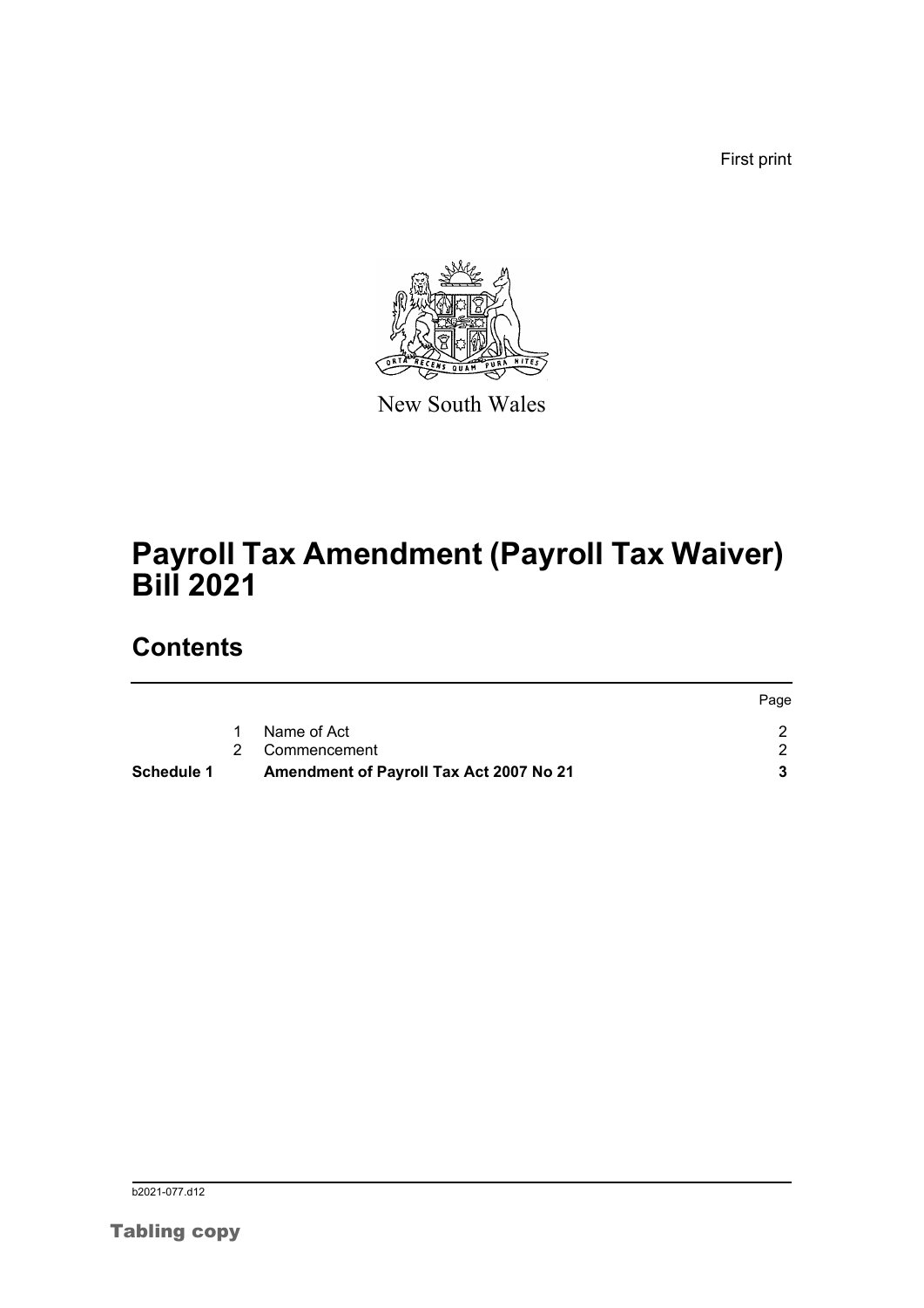First print

New South Wales

# Payroll Tax Amendment (Payroll Tax Waiver) Bill 2021

## Contents

| | | | Page |
|---|---|---|---|
| | 1 | Name of Act | 2 |
| | 2 | Commencement | 2 |
| **Schedule 1** | | **Amendment of Payroll Tax Act 2007 No 21** | **3** |

b2021-077.d12

Tabling copy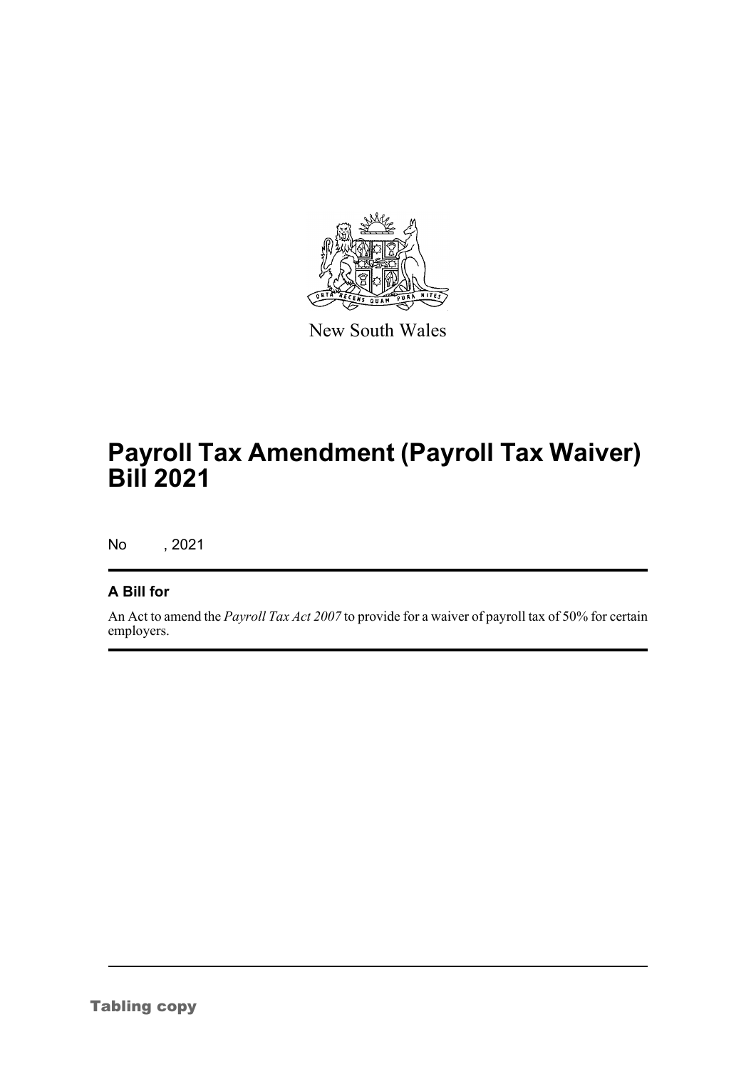New South Wales

# Payroll Tax Amendment (Payroll Tax Waiver) Bill 2021

No , 2021

## A Bill for

An Act to amend the *Payroll Tax Act 2007* to provide for a waiver of payroll tax of 50% for certain employers.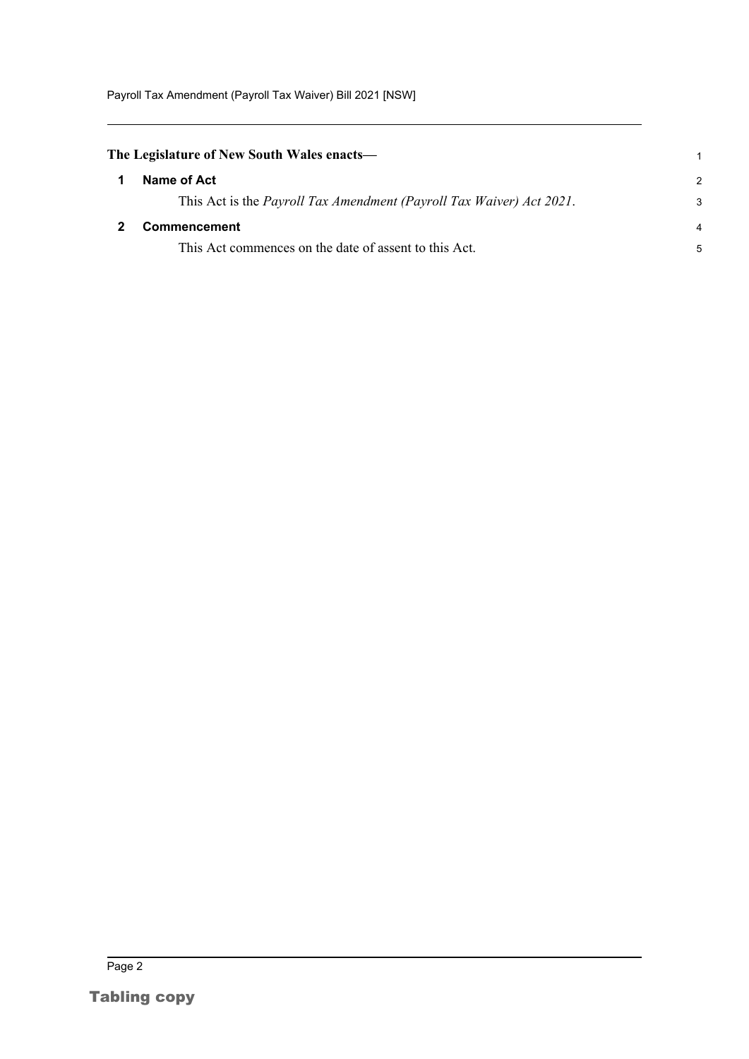**The Legislature of New South Wales enacts—**

## 1 Name of Act

This Act is the *Payroll Tax Amendment (Payroll Tax Waiver) Act 2021*.

## 2 Commencement

This Act commences on the date of assent to this Act.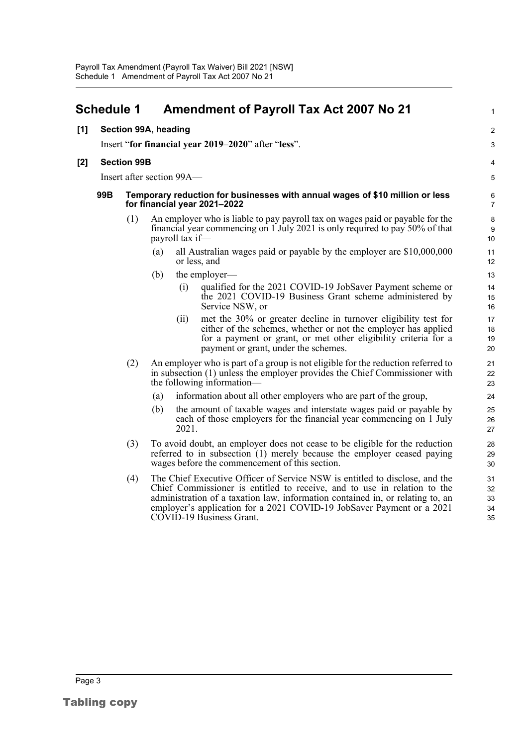# Schedule 1 Amendment of Payroll Tax Act 2007 No 21

**[1] Section 99A, heading**

Insert "**for financial year 2019–2020**" after "**less**".

**[2] Section 99B**

Insert after section 99A—

### 99B Temporary reduction for businesses with annual wages of $10 million or less for financial year 2021–2022

(1) An employer who is liable to pay payroll tax on wages paid or payable for the financial year commencing on 1 July 2021 is only required to pay 50% of that payroll tax if—

- (a) all Australian wages paid or payable by the employer are $10,000,000 or less, and
- (b) the employer—
  - (i) qualified for the 2021 COVID-19 JobSaver Payment scheme or the 2021 COVID-19 Business Grant scheme administered by Service NSW, or
  - (ii) met the 30% or greater decline in turnover eligibility test for either of the schemes, whether or not the employer has applied for a payment or grant, or met other eligibility criteria for a payment or grant, under the schemes.

(2) An employer who is part of a group is not eligible for the reduction referred to in subsection (1) unless the employer provides the Chief Commissioner with the following information—

- (a) information about all other employers who are part of the group,
- (b) the amount of taxable wages and interstate wages paid or payable by each of those employers for the financial year commencing on 1 July 2021.

(3) To avoid doubt, an employer does not cease to be eligible for the reduction referred to in subsection (1) merely because the employer ceased paying wages before the commencement of this section.

(4) The Chief Executive Officer of Service NSW is entitled to disclose, and the Chief Commissioner is entitled to receive, and to use in relation to the administration of a taxation law, information contained in, or relating to, an employer's application for a 2021 COVID-19 JobSaver Payment or a 2021 COVID-19 Business Grant.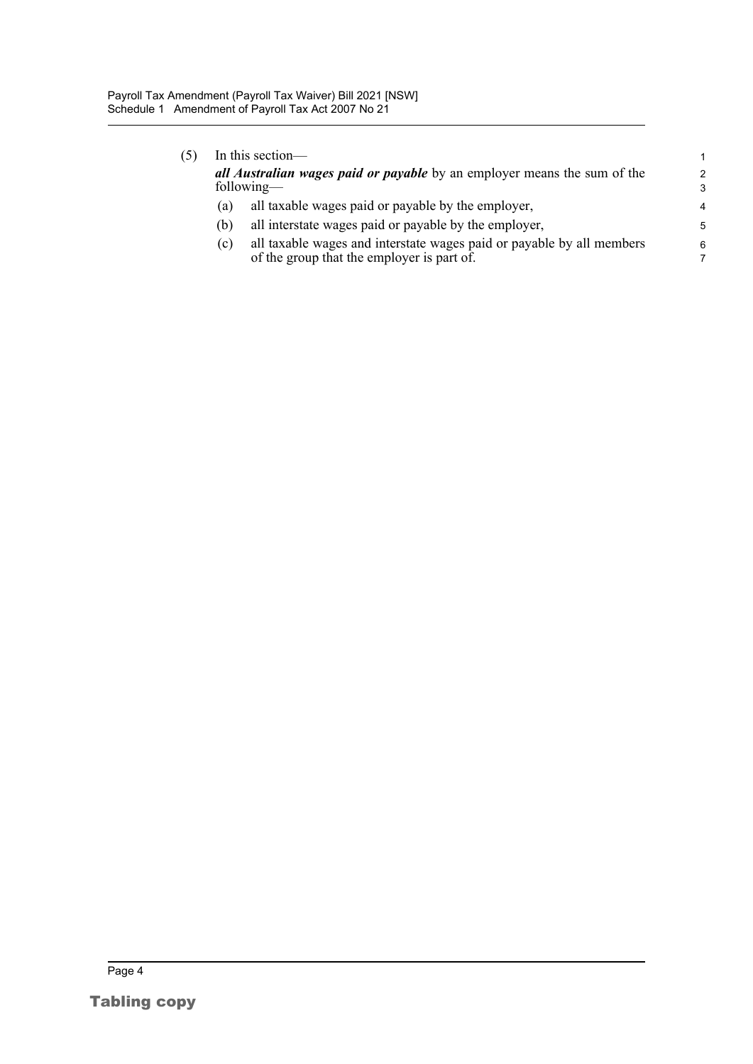(5) In this section—

***all Australian wages paid or payable*** by an employer means the sum of the following—

(a) all taxable wages paid or payable by the employer,

(b) all interstate wages paid or payable by the employer,

(c) all taxable wages and interstate wages paid or payable by all members of the group that the employer is part of.